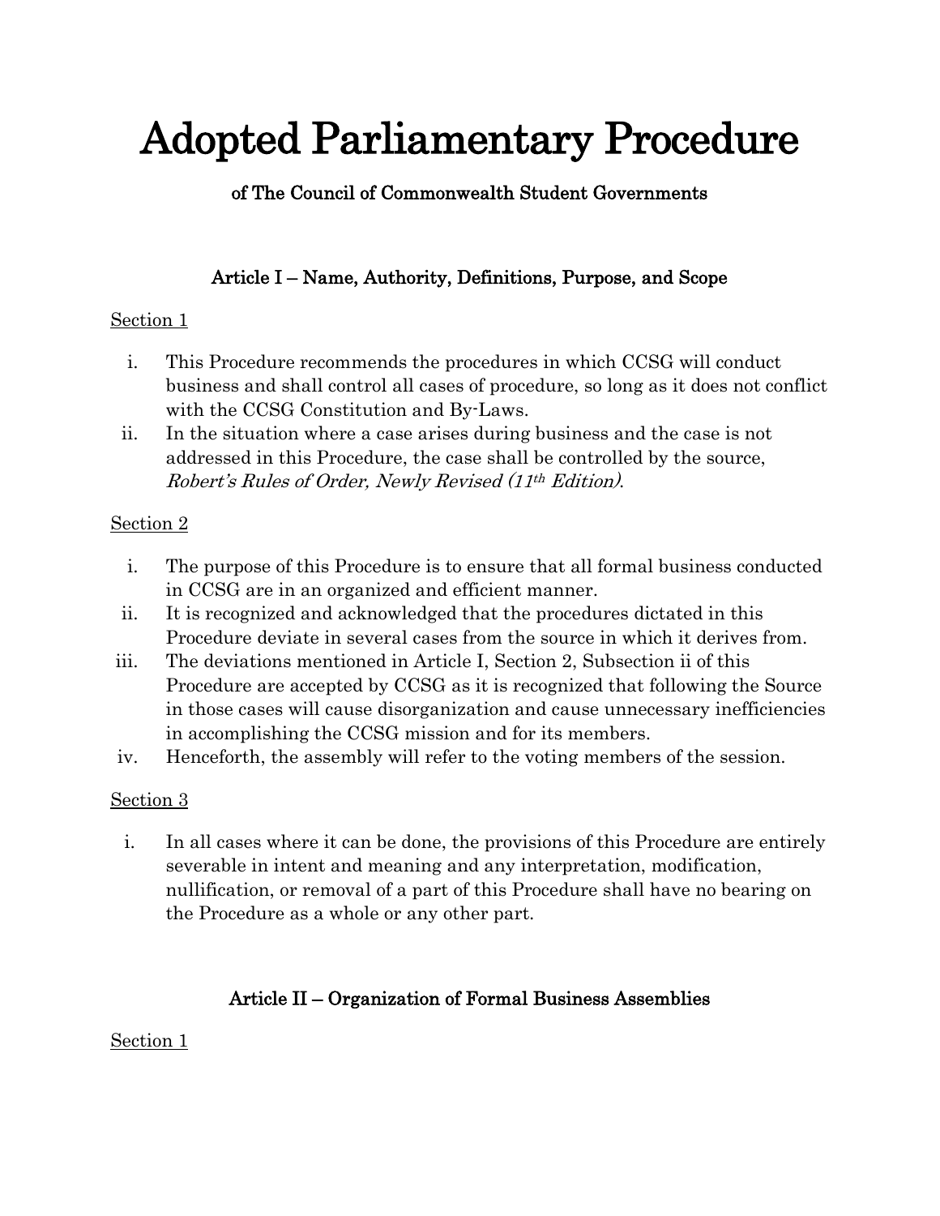# Adopted Parliamentary Procedure

**of The Council of Commonwealth Student Governments**

### Article I – Name, Authority, Definitions, Purpose, and Scope

<u>Section 1</u>

i. This Procedure recommends the procedures in which CCSG will conduct business and shall control all cases of procedure, so long as it does not conflict with the CCSG Constitution and By-Laws.

ii. In the situation where a case arises during business and the case is not addressed in this Procedure, the case shall be controlled by the source, *Robert's Rules of Order, Newly Revised (11th Edition)*.

<u>Section 2</u>

i. The purpose of this Procedure is to ensure that all formal business conducted in CCSG are in an organized and efficient manner.

ii. It is recognized and acknowledged that the procedures dictated in this Procedure deviate in several cases from the source in which it derives from.

iii. The deviations mentioned in Article I, Section 2, Subsection ii of this Procedure are accepted by CCSG as it is recognized that following the Source in those cases will cause disorganization and cause unnecessary inefficiencies in accomplishing the CCSG mission and for its members.

iv. Henceforth, the assembly will refer to the voting members of the session.

<u>Section 3</u>

i. In all cases where it can be done, the provisions of this Procedure are entirely severable in intent and meaning and any interpretation, modification, nullification, or removal of a part of this Procedure shall have no bearing on the Procedure as a whole or any other part.

### Article II – Organization of Formal Business Assemblies

<u>Section 1</u>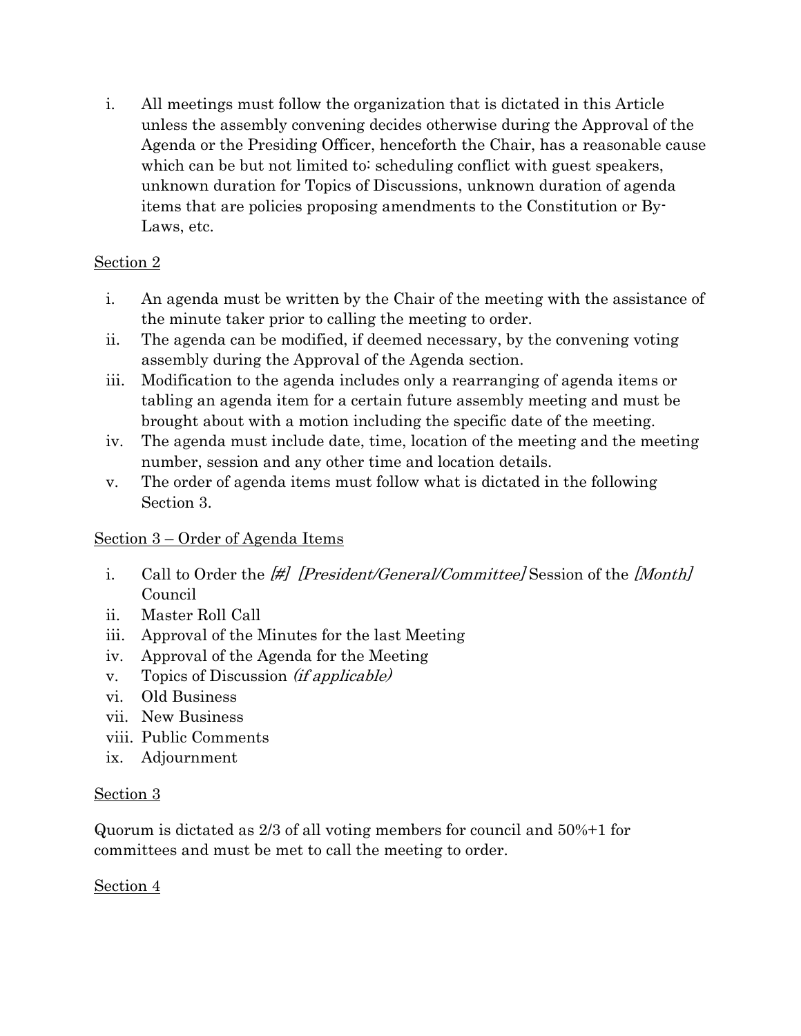i. All meetings must follow the organization that is dictated in this Article unless the assembly convening decides otherwise during the Approval of the Agenda or the Presiding Officer, henceforth the Chair, has a reasonable cause which can be but not limited to: scheduling conflict with guest speakers, unknown duration for Topics of Discussions, unknown duration of agenda items that are policies proposing amendments to the Constitution or By-Laws, etc.

<u>Section 2</u>

i. An agenda must be written by the Chair of the meeting with the assistance of the minute taker prior to calling the meeting to order.
ii. The agenda can be modified, if deemed necessary, by the convening voting assembly during the Approval of the Agenda section.
iii. Modification to the agenda includes only a rearranging of agenda items or tabling an agenda item for a certain future assembly meeting and must be brought about with a motion including the specific date of the meeting.
iv. The agenda must include date, time, location of the meeting and the meeting number, session and any other time and location details.
v. The order of agenda items must follow what is dictated in the following Section 3.

<u>Section 3 – Order of Agenda Items</u>

i. Call to Order the *[#] [President/General/Committee]* Session of the *[Month]* Council
ii. Master Roll Call
iii. Approval of the Minutes for the last Meeting
iv. Approval of the Agenda for the Meeting
v. Topics of Discussion *(if applicable)*
vi. Old Business
vii. New Business
viii. Public Comments
ix. Adjournment

<u>Section 3</u>

Quorum is dictated as 2/3 of all voting members for council and 50%+1 for committees and must be met to call the meeting to order.

<u>Section 4</u>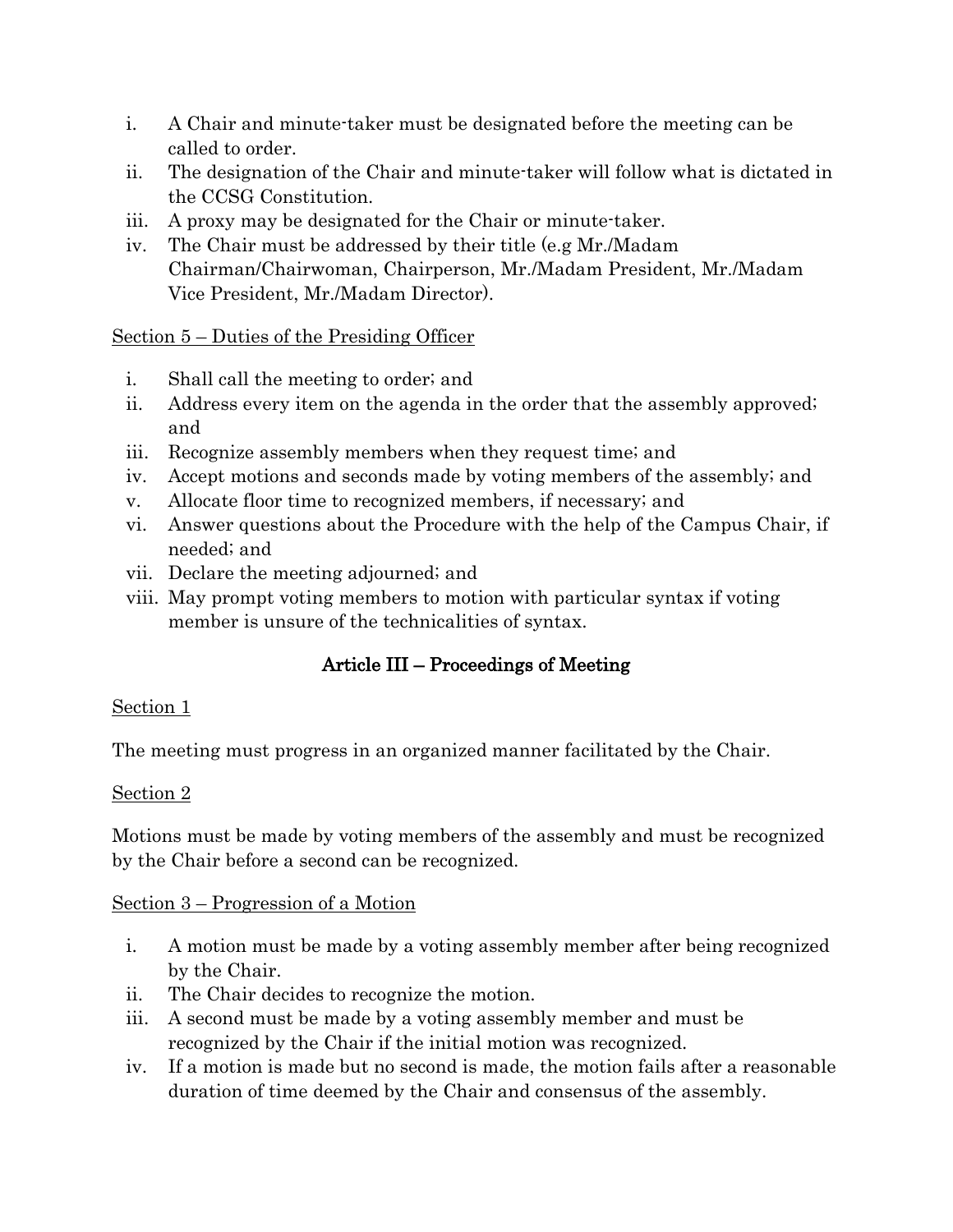i. A Chair and minute-taker must be designated before the meeting can be called to order.
ii. The designation of the Chair and minute-taker will follow what is dictated in the CCSG Constitution.
iii. A proxy may be designated for the Chair or minute-taker.
iv. The Chair must be addressed by their title (e.g Mr./Madam Chairman/Chairwoman, Chairperson, Mr./Madam President, Mr./Madam Vice President, Mr./Madam Director).

<u>Section 5 – Duties of the Presiding Officer</u>

i. Shall call the meeting to order; and
ii. Address every item on the agenda in the order that the assembly approved; and
iii. Recognize assembly members when they request time; and
iv. Accept motions and seconds made by voting members of the assembly; and
v. Allocate floor time to recognized members, if necessary; and
vi. Answer questions about the Procedure with the help of the Campus Chair, if needed; and
vii. Declare the meeting adjourned; and
viii. May prompt voting members to motion with particular syntax if voting member is unsure of the technicalities of syntax.

## Article III – Proceedings of Meeting

<u>Section 1</u>

The meeting must progress in an organized manner facilitated by the Chair.

<u>Section 2</u>

Motions must be made by voting members of the assembly and must be recognized by the Chair before a second can be recognized.

<u>Section 3 – Progression of a Motion</u>

i. A motion must be made by a voting assembly member after being recognized by the Chair.
ii. The Chair decides to recognize the motion.
iii. A second must be made by a voting assembly member and must be recognized by the Chair if the initial motion was recognized.
iv. If a motion is made but no second is made, the motion fails after a reasonable duration of time deemed by the Chair and consensus of the assembly.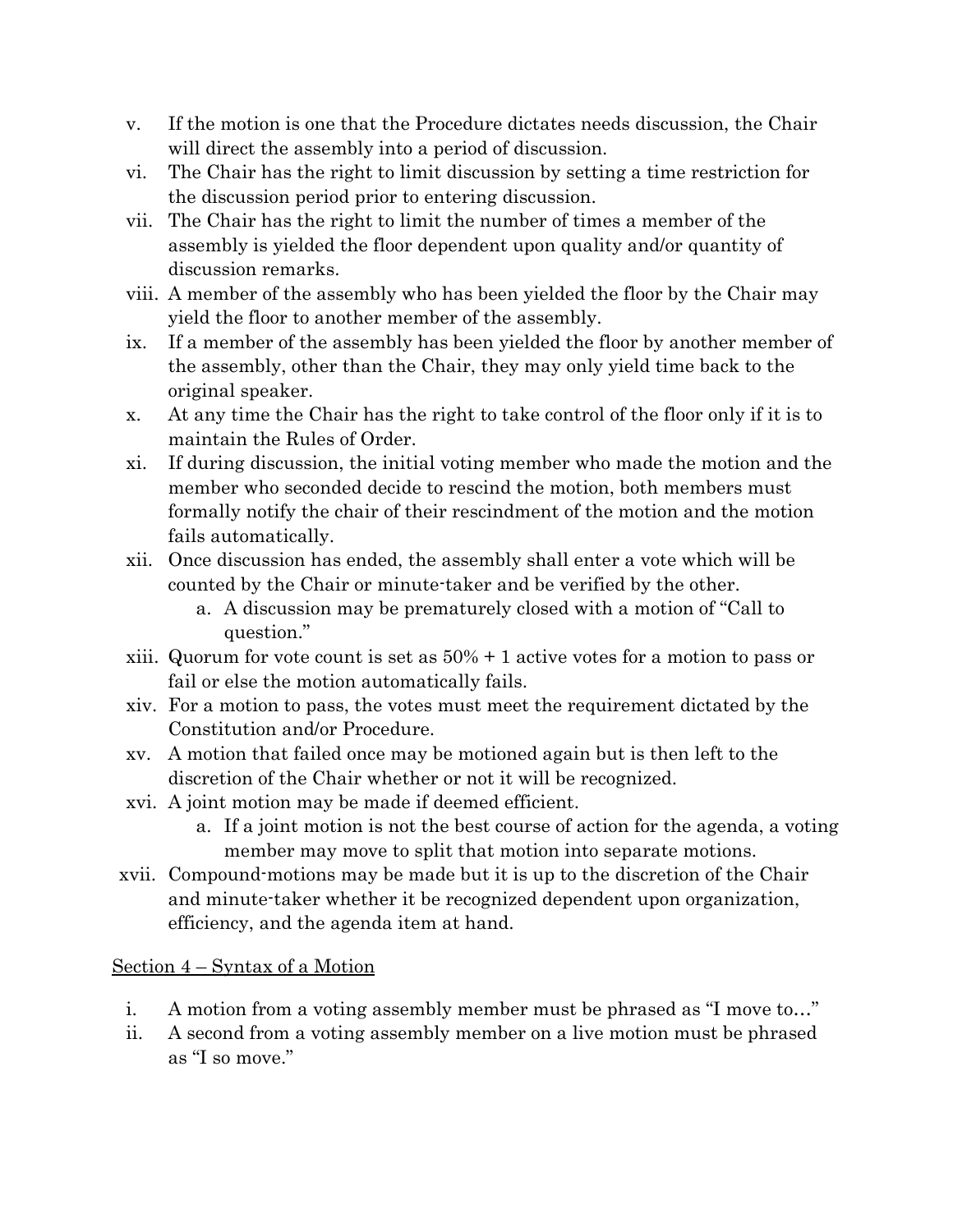v. If the motion is one that the Procedure dictates needs discussion, the Chair will direct the assembly into a period of discussion.

vi. The Chair has the right to limit discussion by setting a time restriction for the discussion period prior to entering discussion.

vii. The Chair has the right to limit the number of times a member of the assembly is yielded the floor dependent upon quality and/or quantity of discussion remarks.

viii. A member of the assembly who has been yielded the floor by the Chair may yield the floor to another member of the assembly.

ix. If a member of the assembly has been yielded the floor by another member of the assembly, other than the Chair, they may only yield time back to the original speaker.

x. At any time the Chair has the right to take control of the floor only if it is to maintain the Rules of Order.

xi. If during discussion, the initial voting member who made the motion and the member who seconded decide to rescind the motion, both members must formally notify the chair of their rescindment of the motion and the motion fails automatically.

xii. Once discussion has ended, the assembly shall enter a vote which will be counted by the Chair or minute-taker and be verified by the other.

   a. A discussion may be prematurely closed with a motion of "Call to question."

xiii. Quorum for vote count is set as 50% + 1 active votes for a motion to pass or fail or else the motion automatically fails.

xiv. For a motion to pass, the votes must meet the requirement dictated by the Constitution and/or Procedure.

xv. A motion that failed once may be motioned again but is then left to the discretion of the Chair whether or not it will be recognized.

xvi. A joint motion may be made if deemed efficient.

   a. If a joint motion is not the best course of action for the agenda, a voting member may move to split that motion into separate motions.

xvii. Compound-motions may be made but it is up to the discretion of the Chair and minute-taker whether it be recognized dependent upon organization, efficiency, and the agenda item at hand.

<u>Section 4 – Syntax of a Motion</u>

i. A motion from a voting assembly member must be phrased as "I move to…"

ii. A second from a voting assembly member on a live motion must be phrased as "I so move."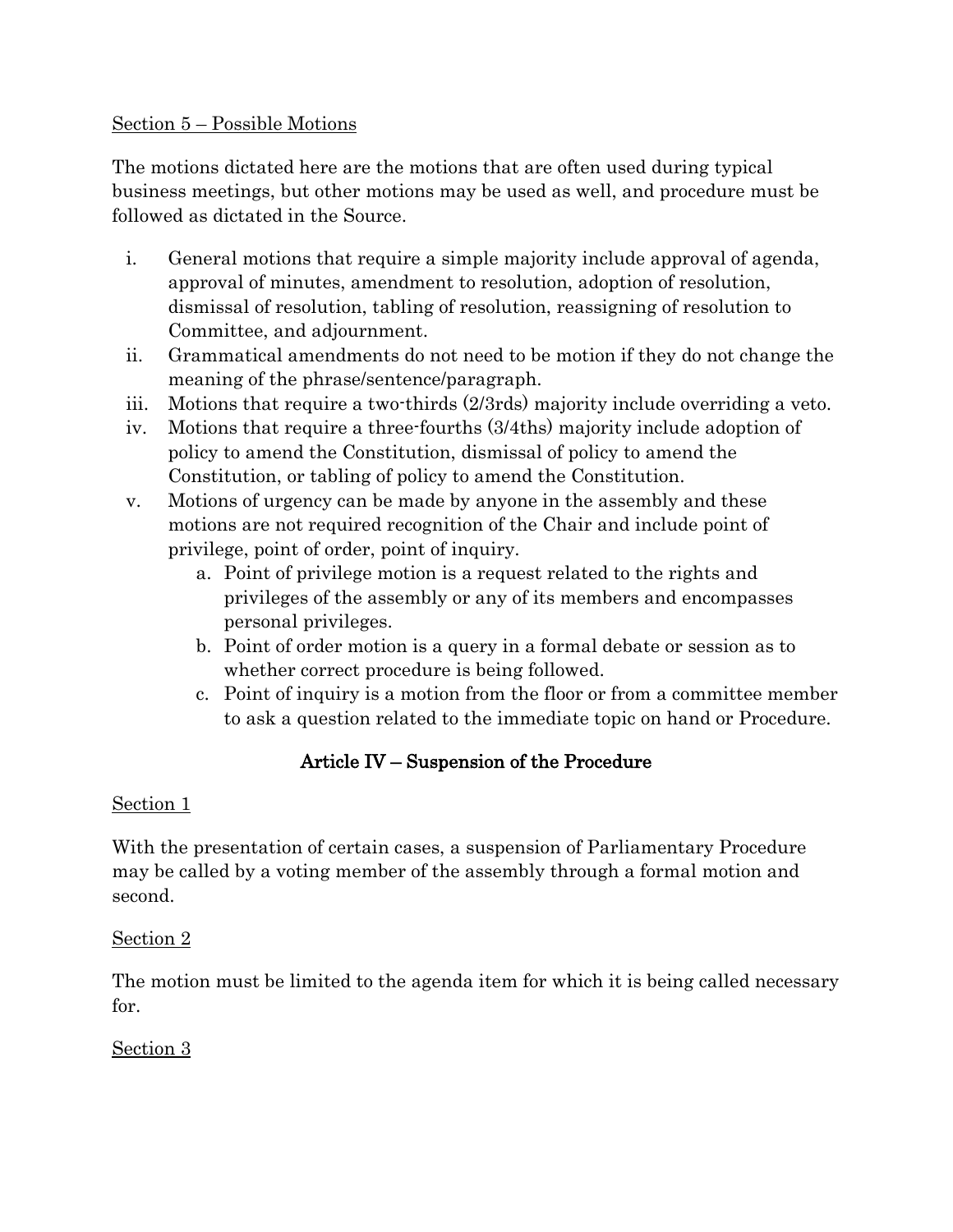Section 5 – Possible Motions

The motions dictated here are the motions that are often used during typical business meetings, but other motions may be used as well, and procedure must be followed as dictated in the Source.

i. General motions that require a simple majority include approval of agenda, approval of minutes, amendment to resolution, adoption of resolution, dismissal of resolution, tabling of resolution, reassigning of resolution to Committee, and adjournment.
ii. Grammatical amendments do not need to be motion if they do not change the meaning of the phrase/sentence/paragraph.
iii. Motions that require a two-thirds (2/3rds) majority include overriding a veto.
iv. Motions that require a three-fourths (3/4ths) majority include adoption of policy to amend the Constitution, dismissal of policy to amend the Constitution, or tabling of policy to amend the Constitution.
v. Motions of urgency can be made by anyone in the assembly and these motions are not required recognition of the Chair and include point of privilege, point of order, point of inquiry.
    a. Point of privilege motion is a request related to the rights and privileges of the assembly or any of its members and encompasses personal privileges.
    b. Point of order motion is a query in a formal debate or session as to whether correct procedure is being followed.
    c. Point of inquiry is a motion from the floor or from a committee member to ask a question related to the immediate topic on hand or Procedure.

## Article IV – Suspension of the Procedure

Section 1

With the presentation of certain cases, a suspension of Parliamentary Procedure may be called by a voting member of the assembly through a formal motion and second.

Section 2

The motion must be limited to the agenda item for which it is being called necessary for.

Section 3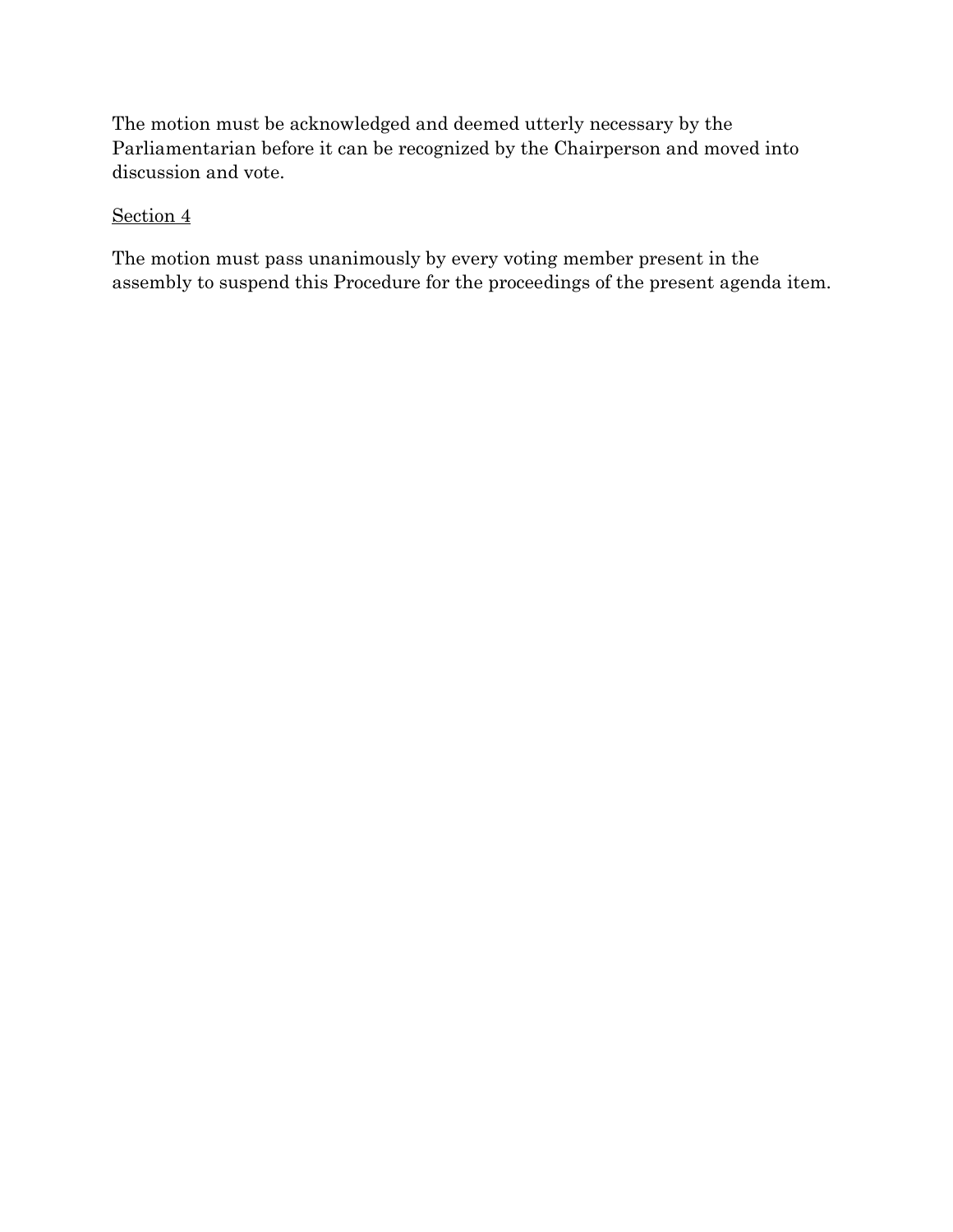The motion must be acknowledged and deemed utterly necessary by the Parliamentarian before it can be recognized by the Chairperson and moved into discussion and vote.

<u>Section 4</u>

The motion must pass unanimously by every voting member present in the assembly to suspend this Procedure for the proceedings of the present agenda item.